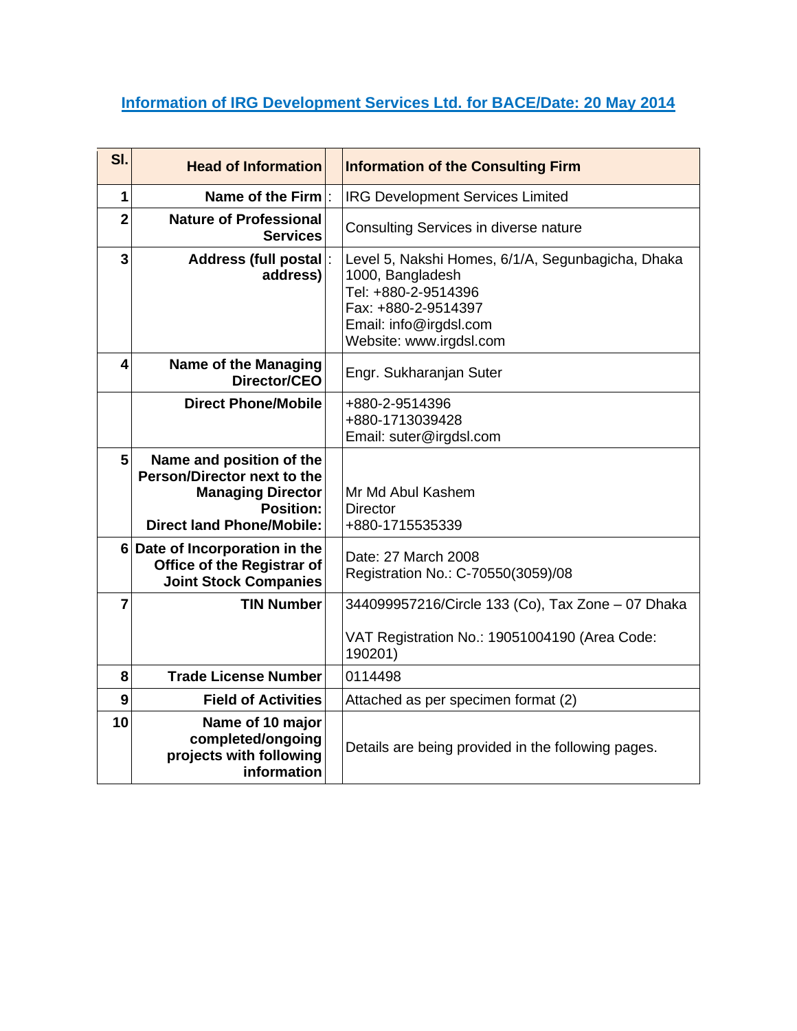## Information of IRG Development Services Ltd. for BACE/Date: 20 May 2014

| Sl. | Head of Information | | Information of the Consulting Firm |
|---|---|---|---|
| 1 | Name of the Firm | : | IRG Development Services Limited |
| 2 | Nature of Professional Services | | Consulting Services in diverse nature |
| 3 | Address (full postal address) | : | Level 5, Nakshi Homes, 6/1/A, Segunbagicha, Dhaka 1000, Bangladesh<br>Tel: +880-2-9514396<br>Fax: +880-2-9514397<br>Email: info@irgdsl.com<br>Website: www.irgdsl.com |
| 4 | Name of the Managing Director/CEO | | Engr. Sukharanjan Suter |
| | Direct Phone/Mobile | | +880-2-9514396<br>+880-1713039428<br>Email: suter@irgdsl.com |
| 5 | Name and position of the Person/Director next to the Managing Director<br>Position:<br>Direct land Phone/Mobile: | | Mr Md Abul Kashem<br>Director<br>+880-1715535339 |
| 6 | Date of Incorporation in the Office of the Registrar of Joint Stock Companies | | Date: 27 March 2008<br>Registration No.: C-70550(3059)/08 |
| 7 | TIN Number | | 344099957216/Circle 133 (Co), Tax Zone – 07 Dhaka<br><br>VAT Registration No.: 19051004190 (Area Code: 190201) |
| 8 | Trade License Number | | 0114498 |
| 9 | Field of Activities | | Attached as per specimen format (2) |
| 10 | Name of 10 major completed/ongoing projects with following information | | Details are being provided in the following pages. |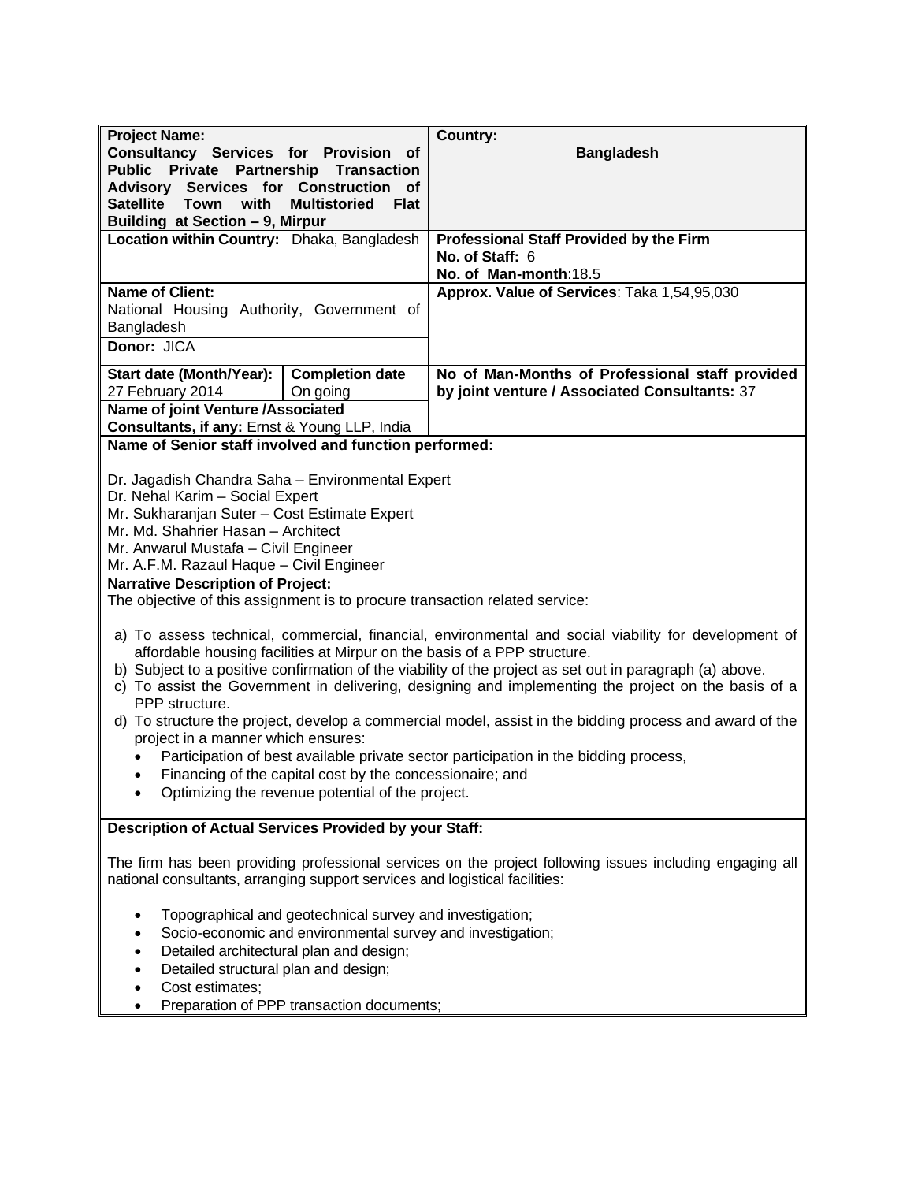| **Project Name:** **Consultancy Services for Provision of Public Private Partnership Transaction Advisory Services for Construction of Satellite Town with Multistoried Flat Building at Section – 9, Mirpur** | | **Country:** **Bangladesh** |
|---|---|---|
| **Location within Country:** Dhaka, Bangladesh | | **Professional Staff Provided by the Firm** **No. of Staff:** 6 **No. of Man-month**:18.5 |
| **Name of Client:** National Housing Authority, Government of Bangladesh **Donor:** JICA | | **Approx. Value of Services**: Taka 1,54,95,030 |
| **Start date (Month/Year):** 27 February 2014 | **Completion date** On going | **No of Man-Months of Professional staff provided by joint venture / Associated Consultants:** 37 |
| **Name of joint Venture /Associated Consultants, if any:** Ernst & Young LLP, India | | |

**Name of Senior staff involved and function performed:**

Dr. Jagadish Chandra Saha – Environmental Expert
Dr. Nehal Karim – Social Expert
Mr. Sukharanjan Suter – Cost Estimate Expert
Mr. Md. Shahrier Hasan – Architect
Mr. Anwarul Mustafa – Civil Engineer
Mr. A.F.M. Razaul Haque – Civil Engineer

**Narrative Description of Project:**

The objective of this assignment is to procure transaction related service:

a) To assess technical, commercial, financial, environmental and social viability for development of affordable housing facilities at Mirpur on the basis of a PPP structure.
b) Subject to a positive confirmation of the viability of the project as set out in paragraph (a) above.
c) To assist the Government in delivering, designing and implementing the project on the basis of a PPP structure.
d) To structure the project, develop a commercial model, assist in the bidding process and award of the project in a manner which ensures:
   - Participation of best available private sector participation in the bidding process,
   - Financing of the capital cost by the concessionaire; and
   - Optimizing the revenue potential of the project.

**Description of Actual Services Provided by your Staff:**

The firm has been providing professional services on the project following issues including engaging all national consultants, arranging support services and logistical facilities:

- Topographical and geotechnical survey and investigation;
- Socio-economic and environmental survey and investigation;
- Detailed architectural plan and design;
- Detailed structural plan and design;
- Cost estimates;
- Preparation of PPP transaction documents;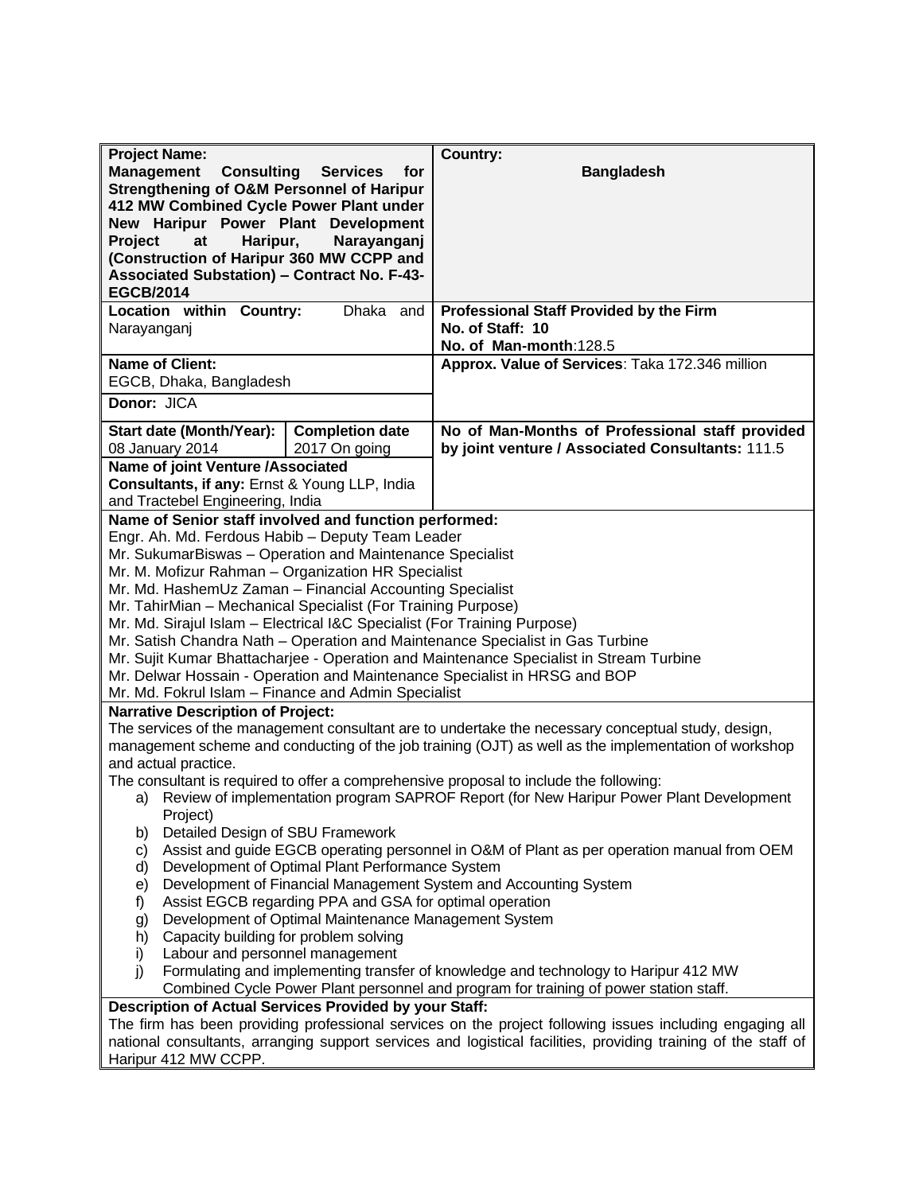| **Project Name:** | | **Country:** |
|---|---|---|
| **Management Consulting Services for Strengthening of O&M Personnel of Haripur 412 MW Combined Cycle Power Plant under New Haripur Power Plant Development Project at Haripur, Narayanganj (Construction of Haripur 360 MW CCPP and Associated Substation) – Contract No. F-43-EGCB/2014** | | **Bangladesh** |
| **Location within Country:** Dhaka and Narayanganj | | **Professional Staff Provided by the Firm**<br>**No. of Staff: 10**<br>**No. of Man-month**:128.5 |
| **Name of Client:**<br>EGCB, Dhaka, Bangladesh | | **Approx. Value of Services**: Taka 172.346 million |
| **Donor:** JICA | | |
| **Start date (Month/Year):**<br>08 January 2014 | **Completion date**<br>2017 On going | **No of Man-Months of Professional staff provided by joint venture / Associated Consultants:** 111.5 |
| **Name of joint Venture /Associated Consultants, if any:** Ernst & Young LLP, India and Tractebel Engineering, India | | |

**Name of Senior staff involved and function performed:**

Engr. Ah. Md. Ferdous Habib – Deputy Team Leader
Mr. SukumarBiswas – Operation and Maintenance Specialist
Mr. M. Mofizur Rahman – Organization HR Specialist
Mr. Md. HashemUz Zaman – Financial Accounting Specialist
Mr. TahirMian – Mechanical Specialist (For Training Purpose)
Mr. Md. Sirajul Islam – Electrical I&C Specialist (For Training Purpose)
Mr. Satish Chandra Nath – Operation and Maintenance Specialist in Gas Turbine
Mr. Sujit Kumar Bhattacharjee - Operation and Maintenance Specialist in Stream Turbine
Mr. Delwar Hossain - Operation and Maintenance Specialist in HRSG and BOP
Mr. Md. Fokrul Islam – Finance and Admin Specialist

**Narrative Description of Project:**

The services of the management consultant are to undertake the necessary conceptual study, design, management scheme and conducting of the job training (OJT) as well as the implementation of workshop and actual practice.

The consultant is required to offer a comprehensive proposal to include the following:

a) Review of implementation program SAPROF Report (for New Haripur Power Plant Development Project)
b) Detailed Design of SBU Framework
c) Assist and guide EGCB operating personnel in O&M of Plant as per operation manual from OEM
d) Development of Optimal Plant Performance System
e) Development of Financial Management System and Accounting System
f) Assist EGCB regarding PPA and GSA for optimal operation
g) Development of Optimal Maintenance Management System
h) Capacity building for problem solving
i) Labour and personnel management
j) Formulating and implementing transfer of knowledge and technology to Haripur 412 MW Combined Cycle Power Plant personnel and program for training of power station staff.

**Description of Actual Services Provided by your Staff:**

The firm has been providing professional services on the project following issues including engaging all national consultants, arranging support services and logistical facilities, providing training of the staff of Haripur 412 MW CCPP.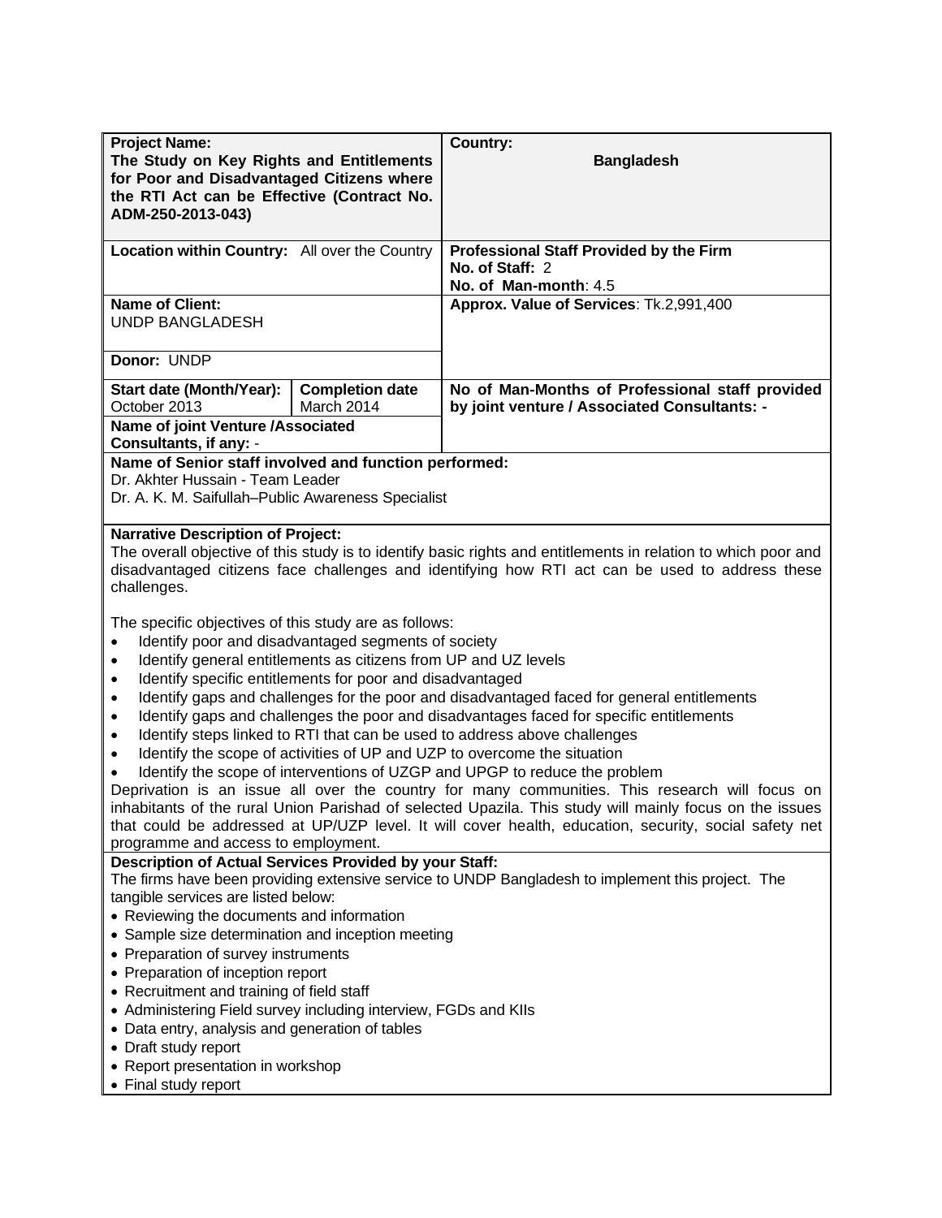| **Project Name:**<br>**The Study on Key Rights and Entitlements for Poor and Disadvantaged Citizens where the RTI Act can be Effective (Contract No. ADM-250-2013-043)** | | **Country:**<br>**Bangladesh** |
|---|---|---|
| **Location within Country:** All over the Country | | **Professional Staff Provided by the Firm**<br>**No. of Staff:** 2<br>**No. of Man-month**: 4.5 |
| **Name of Client:**<br>UNDP BANGLADESH | | **Approx. Value of Services**: Tk.2,991,400 |
| **Donor:** UNDP | | |
| **Start date (Month/Year):**<br>October 2013 | **Completion date**<br>March 2014 | **No of Man-Months of Professional staff provided by joint venture / Associated Consultants: -** |
| **Name of joint Venture /Associated Consultants, if any:** - | | |

**Name of Senior staff involved and function performed:**
Dr. Akhter Hussain - Team Leader
Dr. A. K. M. Saifullah–Public Awareness Specialist

**Narrative Description of Project:**
The overall objective of this study is to identify basic rights and entitlements in relation to which poor and disadvantaged citizens face challenges and identifying how RTI act can be used to address these challenges.

The specific objectives of this study are as follows:

- Identify poor and disadvantaged segments of society
- Identify general entitlements as citizens from UP and UZ levels
- Identify specific entitlements for poor and disadvantaged
- Identify gaps and challenges for the poor and disadvantaged faced for general entitlements
- Identify gaps and challenges the poor and disadvantages faced for specific entitlements
- Identify steps linked to RTI that can be used to address above challenges
- Identify the scope of activities of UP and UZP to overcome the situation
- Identify the scope of interventions of UZGP and UPGP to reduce the problem

Deprivation is an issue all over the country for many communities. This research will focus on inhabitants of the rural Union Parishad of selected Upazila. This study will mainly focus on the issues that could be addressed at UP/UZP level. It will cover health, education, security, social safety net programme and access to employment.

**Description of Actual Services Provided by your Staff:**
The firms have been providing extensive service to UNDP Bangladesh to implement this project. The tangible services are listed below:

- Reviewing the documents and information
- Sample size determination and inception meeting
- Preparation of survey instruments
- Preparation of inception report
- Recruitment and training of field staff
- Administering Field survey including interview, FGDs and KIIs
- Data entry, analysis and generation of tables
- Draft study report
- Report presentation in workshop
- Final study report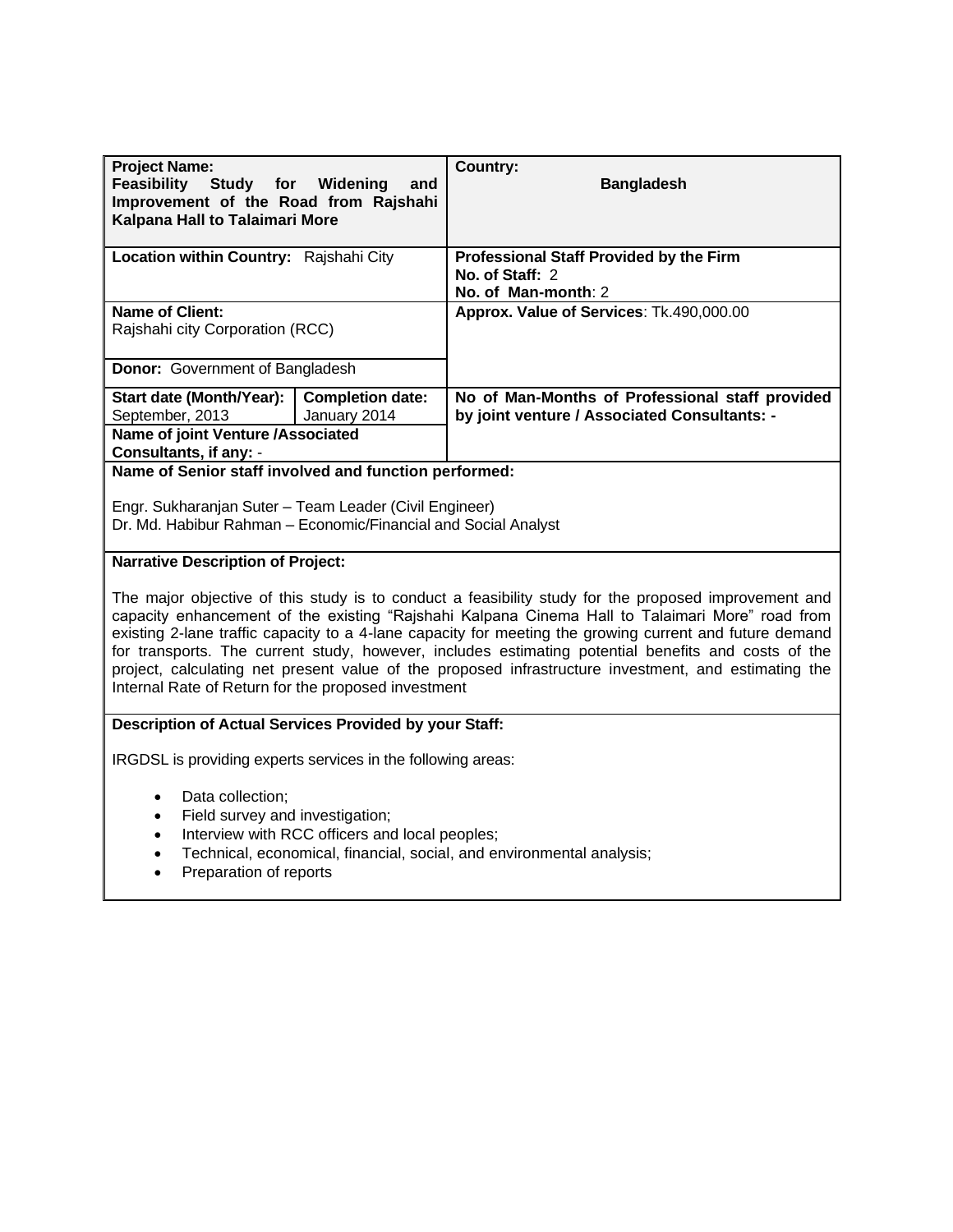| **Project Name:**<br>**Feasibility Study for Widening and Improvement of the Road from Rajshahi Kalpana Hall to Talaimari More** | | **Country:**<br>**Bangladesh** |
|---|---|---|
| **Location within Country:** Rajshahi City | | **Professional Staff Provided by the Firm**<br>**No. of Staff:** 2<br>**No. of Man-month**: 2 |
| **Name of Client:**<br>Rajshahi city Corporation (RCC)<br><br>**Donor:** Government of Bangladesh | | **Approx. Value of Services**: Tk.490,000.00 |
| **Start date (Month/Year):**<br>September, 2013 | **Completion date:**<br>January 2014 | **No of Man-Months of Professional staff provided by joint venture / Associated Consultants: -** |
| **Name of joint Venture /Associated Consultants, if any:** - | | |

**Name of Senior staff involved and function performed:**

Engr. Sukharanjan Suter – Team Leader (Civil Engineer)
Dr. Md. Habibur Rahman – Economic/Financial and Social Analyst

**Narrative Description of Project:**

The major objective of this study is to conduct a feasibility study for the proposed improvement and capacity enhancement of the existing "Rajshahi Kalpana Cinema Hall to Talaimari More" road from existing 2-lane traffic capacity to a 4-lane capacity for meeting the growing current and future demand for transports. The current study, however, includes estimating potential benefits and costs of the project, calculating net present value of the proposed infrastructure investment, and estimating the Internal Rate of Return for the proposed investment

**Description of Actual Services Provided by your Staff:**

IRGDSL is providing experts services in the following areas:

- Data collection;
- Field survey and investigation;
- Interview with RCC officers and local peoples;
- Technical, economical, financial, social, and environmental analysis;
- Preparation of reports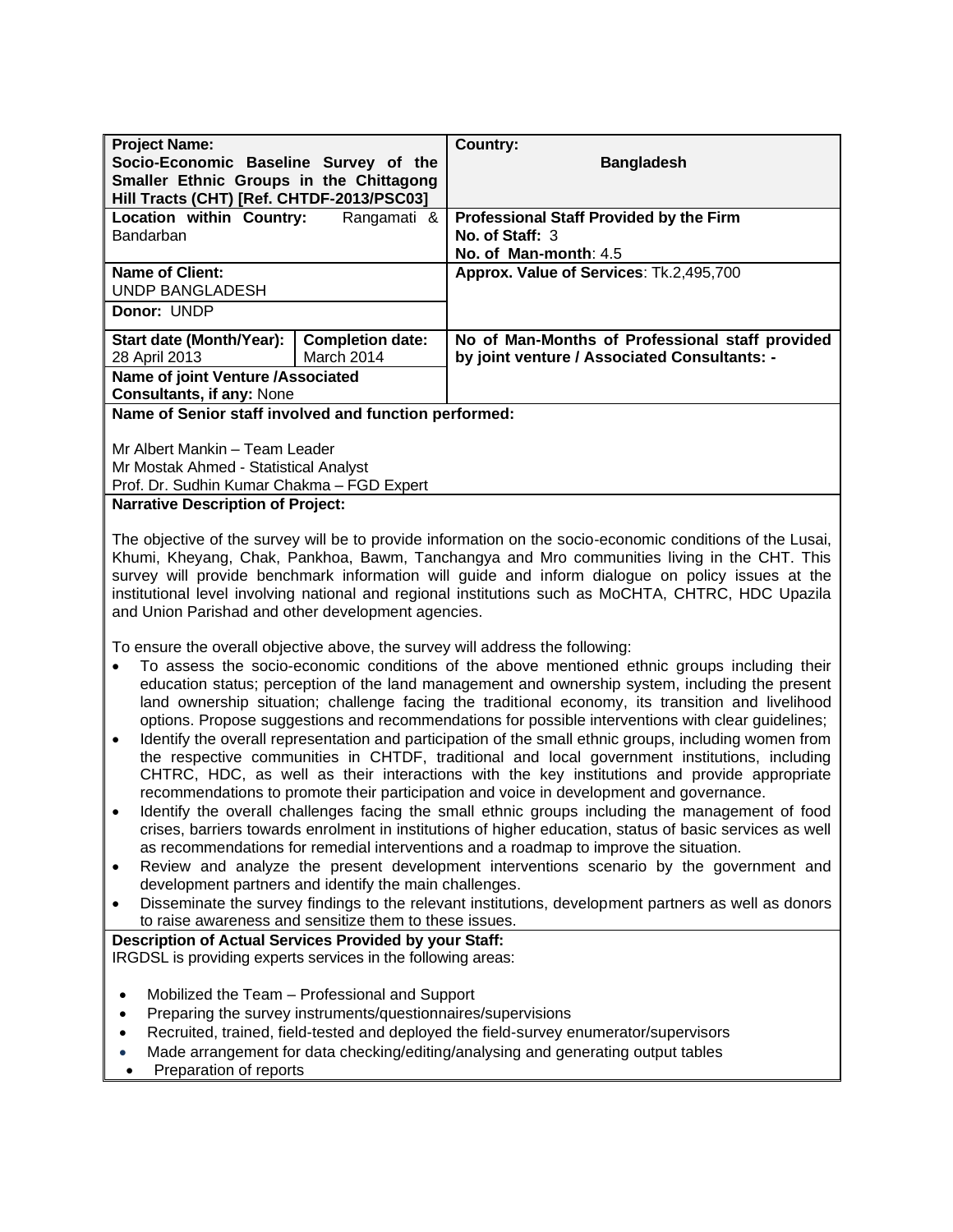| **Project Name:** **Socio-Economic Baseline Survey of the Smaller Ethnic Groups in the Chittagong Hill Tracts (CHT) [Ref. CHTDF-2013/PSC03]** | | **Country:** **Bangladesh** |
|---|---|---|
| **Location within Country:** Rangamati & Bandarban | | **Professional Staff Provided by the Firm** **No. of Staff:** 3 **No. of Man-month**: 4.5 |
| **Name of Client:** UNDP BANGLADESH **Donor:** UNDP | | **Approx. Value of Services**: Tk.2,495,700 |
| **Start date (Month/Year):** 28 April 2013 | **Completion date:** March 2014 | **No of Man-Months of Professional staff provided by joint venture / Associated Consultants: -** |
| **Name of joint Venture /Associated Consultants, if any:** None | | |

**Name of Senior staff involved and function performed:**

Mr Albert Mankin – Team Leader
Mr Mostak Ahmed - Statistical Analyst
Prof. Dr. Sudhin Kumar Chakma – FGD Expert

**Narrative Description of Project:**

The objective of the survey will be to provide information on the socio-economic conditions of the Lusai, Khumi, Kheyang, Chak, Pankhoa, Bawm, Tanchangya and Mro communities living in the CHT. This survey will provide benchmark information will guide and inform dialogue on policy issues at the institutional level involving national and regional institutions such as MoCHTA, CHTRC, HDC Upazila and Union Parishad and other development agencies.

To ensure the overall objective above, the survey will address the following:

- To assess the socio-economic conditions of the above mentioned ethnic groups including their education status; perception of the land management and ownership system, including the present land ownership situation; challenge facing the traditional economy, its transition and livelihood options. Propose suggestions and recommendations for possible interventions with clear guidelines;
- Identify the overall representation and participation of the small ethnic groups, including women from the respective communities in CHTDF, traditional and local government institutions, including CHTRC, HDC, as well as their interactions with the key institutions and provide appropriate recommendations to promote their participation and voice in development and governance.
- Identify the overall challenges facing the small ethnic groups including the management of food crises, barriers towards enrolment in institutions of higher education, status of basic services as well as recommendations for remedial interventions and a roadmap to improve the situation.
- Review and analyze the present development interventions scenario by the government and development partners and identify the main challenges.
- Disseminate the survey findings to the relevant institutions, development partners as well as donors to raise awareness and sensitize them to these issues.

**Description of Actual Services Provided by your Staff:**

IRGDSL is providing experts services in the following areas:

- Mobilized the Team – Professional and Support
- Preparing the survey instruments/questionnaires/supervisions
- Recruited, trained, field-tested and deployed the field-survey enumerator/supervisors
- Made arrangement for data checking/editing/analysing and generating output tables
- Preparation of reports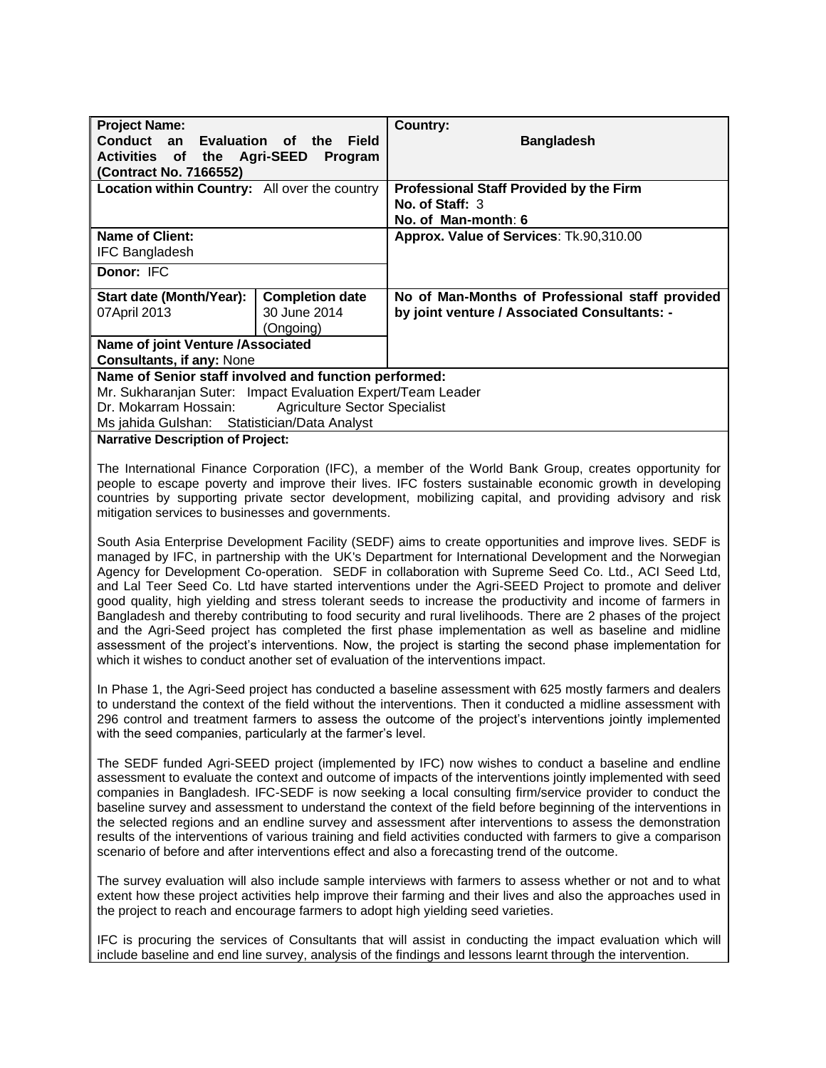| **Project Name:** **Conduct an Evaluation of the Field Activities of the Agri-SEED Program (Contract No. 7166552)** | | **Country:** **Bangladesh** |
|---|---|---|
| **Location within Country:** All over the country | | **Professional Staff Provided by the Firm** **No. of Staff:** 3 **No. of Man-month**: **6** |
| **Name of Client:** IFC Bangladesh | | **Approx. Value of Services**: Tk.90,310.00 |
| **Donor:** IFC | | |
| **Start date (Month/Year):** 07April 2013 | **Completion date** 30 June 2014 (Ongoing) | **No of Man-Months of Professional staff provided by joint venture / Associated Consultants: -** |
| **Name of joint Venture /Associated Consultants, if any:** None | | |

**Name of Senior staff involved and function performed:**

Mr. Sukharanjan Suter: Impact Evaluation Expert/Team Leader
Dr. Mokarram Hossain: Agriculture Sector Specialist
Ms jahida Gulshan: Statistician/Data Analyst

**Narrative Description of Project:**

The International Finance Corporation (IFC), a member of the World Bank Group, creates opportunity for people to escape poverty and improve their lives. IFC fosters sustainable economic growth in developing countries by supporting private sector development, mobilizing capital, and providing advisory and risk mitigation services to businesses and governments.

South Asia Enterprise Development Facility (SEDF) aims to create opportunities and improve lives. SEDF is managed by IFC, in partnership with the UK's Department for International Development and the Norwegian Agency for Development Co-operation. SEDF in collaboration with Supreme Seed Co. Ltd., ACI Seed Ltd, and Lal Teer Seed Co. Ltd have started interventions under the Agri-SEED Project to promote and deliver good quality, high yielding and stress tolerant seeds to increase the productivity and income of farmers in Bangladesh and thereby contributing to food security and rural livelihoods. There are 2 phases of the project and the Agri-Seed project has completed the first phase implementation as well as baseline and midline assessment of the project's interventions. Now, the project is starting the second phase implementation for which it wishes to conduct another set of evaluation of the interventions impact.

In Phase 1, the Agri-Seed project has conducted a baseline assessment with 625 mostly farmers and dealers to understand the context of the field without the interventions. Then it conducted a midline assessment with 296 control and treatment farmers to assess the outcome of the project's interventions jointly implemented with the seed companies, particularly at the farmer's level.

The SEDF funded Agri-SEED project (implemented by IFC) now wishes to conduct a baseline and endline assessment to evaluate the context and outcome of impacts of the interventions jointly implemented with seed companies in Bangladesh. IFC-SEDF is now seeking a local consulting firm/service provider to conduct the baseline survey and assessment to understand the context of the field before beginning of the interventions in the selected regions and an endline survey and assessment after interventions to assess the demonstration results of the interventions of various training and field activities conducted with farmers to give a comparison scenario of before and after interventions effect and also a forecasting trend of the outcome.

The survey evaluation will also include sample interviews with farmers to assess whether or not and to what extent how these project activities help improve their farming and their lives and also the approaches used in the project to reach and encourage farmers to adopt high yielding seed varieties.

IFC is procuring the services of Consultants that will assist in conducting the impact evaluation which will include baseline and end line survey, analysis of the findings and lessons learnt through the intervention.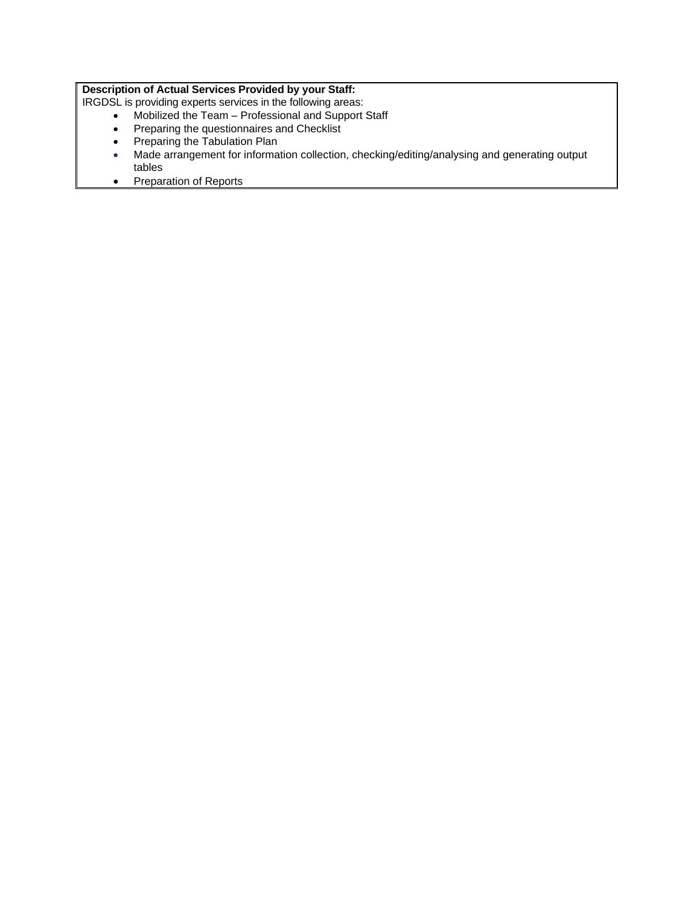**Description of Actual Services Provided by your Staff:**

IRGDSL is providing experts services in the following areas:

- Mobilized the Team – Professional and Support Staff
- Preparing the questionnaires and Checklist
- Preparing the Tabulation Plan
- Made arrangement for information collection, checking/editing/analysing and generating output tables
- Preparation of Reports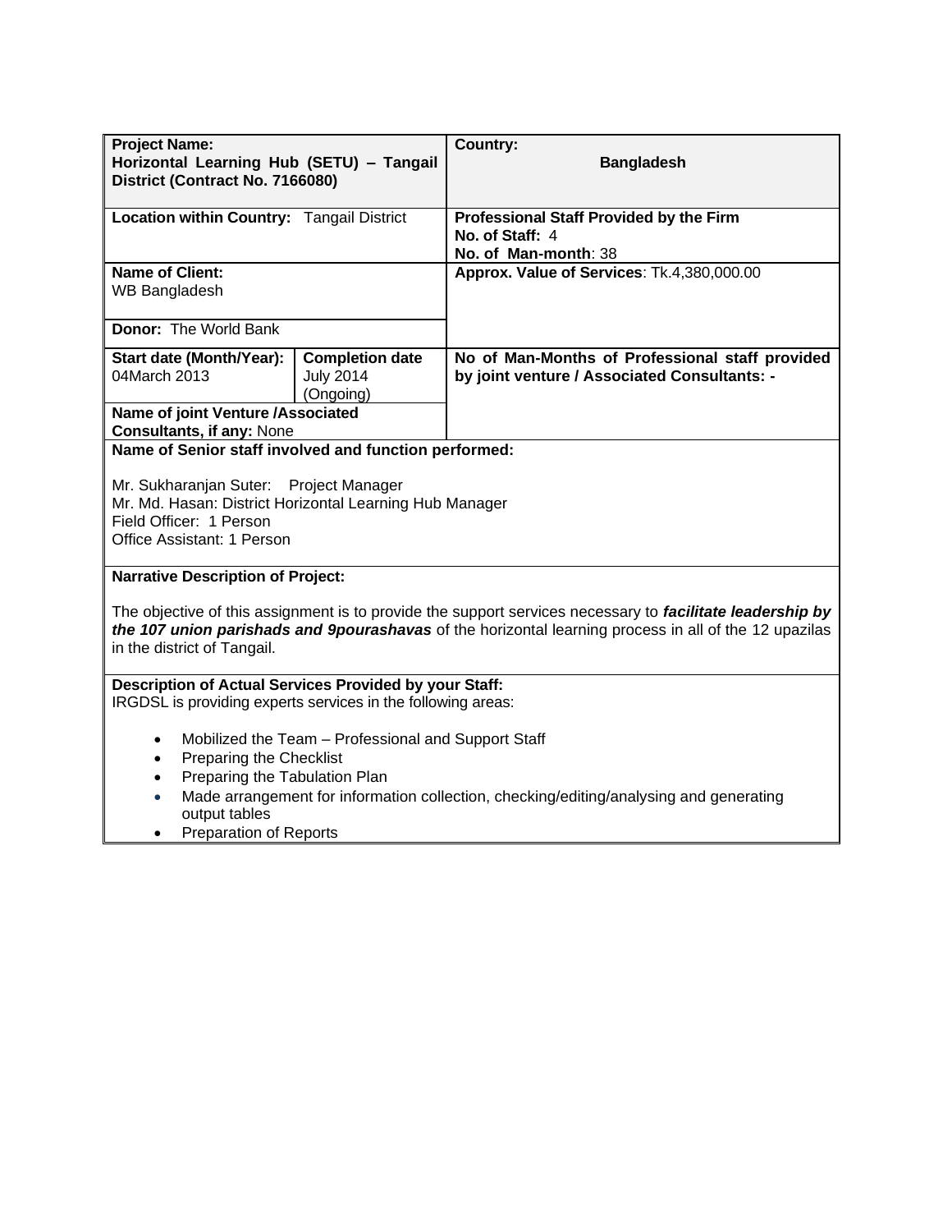| **Project Name:** **Horizontal Learning Hub (SETU) – Tangail District (Contract No. 7166080)** | | **Country:** **Bangladesh** |
|---|---|---|
| **Location within Country:** Tangail District | | **Professional Staff Provided by the Firm** **No. of Staff:** 4 **No. of Man-month**: 38 |
| **Name of Client:** WB Bangladesh **Donor:** The World Bank | | **Approx. Value of Services**: Tk.4,380,000.00 |
| **Start date (Month/Year):** 04March 2013 | **Completion date** July 2014 (Ongoing) | **No of Man-Months of Professional staff provided by joint venture / Associated Consultants: -** |
| **Name of joint Venture /Associated Consultants, if any:** None | | |

**Name of Senior staff involved and function performed:**

Mr. Sukharanjan Suter: Project Manager
Mr. Md. Hasan: District Horizontal Learning Hub Manager
Field Officer: 1 Person
Office Assistant: 1 Person

**Narrative Description of Project:**

The objective of this assignment is to provide the support services necessary to ***facilitate leadership by the 107 union parishads and 9pourashavas*** of the horizontal learning process in all of the 12 upazilas in the district of Tangail.

**Description of Actual Services Provided by your Staff:**
IRGDSL is providing experts services in the following areas:

- Mobilized the Team – Professional and Support Staff
- Preparing the Checklist
- Preparing the Tabulation Plan
- Made arrangement for information collection, checking/editing/analysing and generating output tables
- Preparation of Reports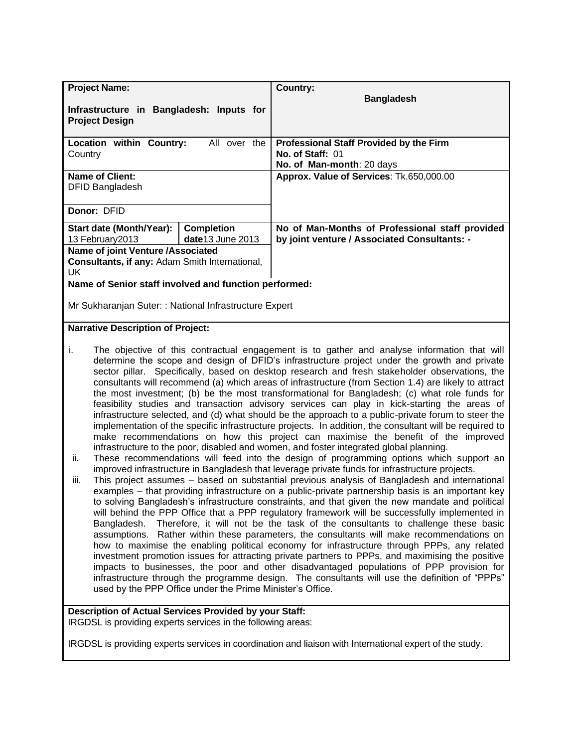| Project Name:<br><br>**Infrastructure in Bangladesh: Inputs for Project Design** | | Country:<br><br>**Bangladesh** |
|---|---|---|
| **Location within Country:** All over the Country | | **Professional Staff Provided by the Firm**<br>**No. of Staff:** 01<br>**No. of Man-month**: 20 days |
| **Name of Client:**<br>DFID Bangladesh<br><br>**Donor:** DFID | | **Approx. Value of Services**: Tk.650,000.00 |
| **Start date (Month/Year):**<br>13 February2013 | **Completion date**13 June 2013 | **No of Man-Months of Professional staff provided by joint venture / Associated Consultants: -** |
| **Name of joint Venture /Associated Consultants, if any:** Adam Smith International, UK | | |

**Name of Senior staff involved and function performed:**

Mr Sukharanjan Suter: : National Infrastructure Expert

**Narrative Description of Project:**

i. The objective of this contractual engagement is to gather and analyse information that will determine the scope and design of DFID's infrastructure project under the growth and private sector pillar. Specifically, based on desktop research and fresh stakeholder observations, the consultants will recommend (a) which areas of infrastructure (from Section 1.4) are likely to attract the most investment; (b) be the most transformational for Bangladesh; (c) what role funds for feasibility studies and transaction advisory services can play in kick-starting the areas of infrastructure selected, and (d) what should be the approach to a public-private forum to steer the implementation of the specific infrastructure projects. In addition, the consultant will be required to make recommendations on how this project can maximise the benefit of the improved infrastructure to the poor, disabled and women, and foster integrated global planning.

ii. These recommendations will feed into the design of programming options which support an improved infrastructure in Bangladesh that leverage private funds for infrastructure projects.

iii. This project assumes – based on substantial previous analysis of Bangladesh and international examples – that providing infrastructure on a public-private partnership basis is an important key to solving Bangladesh's infrastructure constraints, and that given the new mandate and political will behind the PPP Office that a PPP regulatory framework will be successfully implemented in Bangladesh. Therefore, it will not be the task of the consultants to challenge these basic assumptions. Rather within these parameters, the consultants will make recommendations on how to maximise the enabling political economy for infrastructure through PPPs, any related investment promotion issues for attracting private partners to PPPs, and maximising the positive impacts to businesses, the poor and other disadvantaged populations of PPP provision for infrastructure through the programme design. The consultants will use the definition of "PPPs" used by the PPP Office under the Prime Minister's Office.

**Description of Actual Services Provided by your Staff:**

IRGDSL is providing experts services in the following areas:

IRGDSL is providing experts services in coordination and liaison with International expert of the study.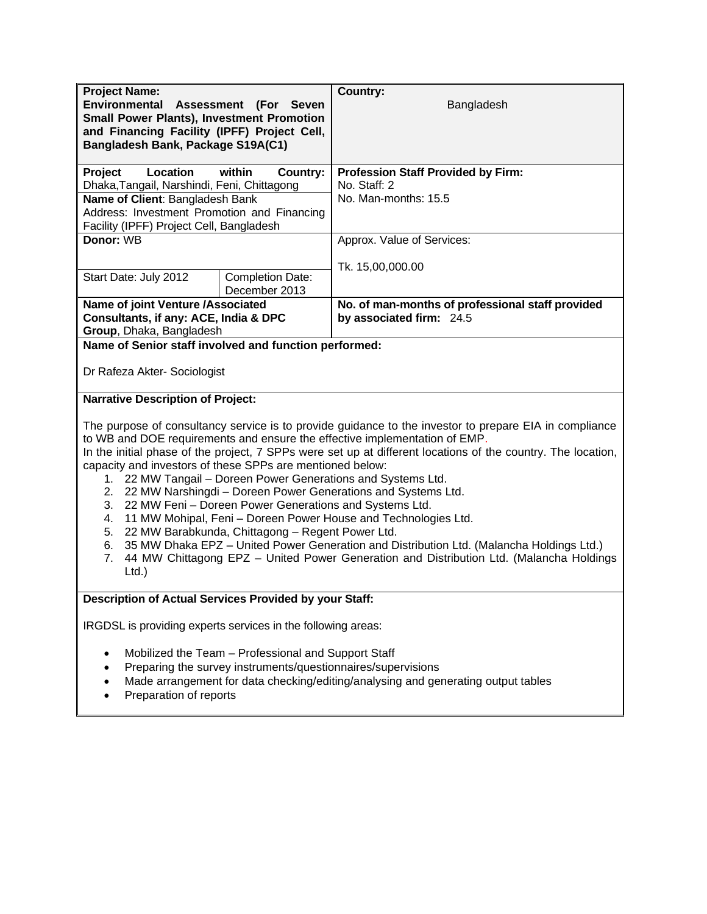| **Project Name:** **Environmental Assessment (For Seven Small Power Plants), Investment Promotion and Financing Facility (IPFF) Project Cell, Bangladesh Bank, Package S19A(C1)** | | **Country:** Bangladesh |
|---|---|---|
| **Project Location within Country:** Dhaka,Tangail, Narshindi, Feni, Chittagong | | **Profession Staff Provided by Firm:** No. Staff: 2 No. Man-months: 15.5 |
| **Name of Client**: Bangladesh Bank Address: Investment Promotion and Financing Facility (IPFF) Project Cell, Bangladesh | | |
| **Donor:** WB | | Approx. Value of Services: Tk. 15,00,000.00 |
| Start Date: July 2012 | Completion Date: December 2013 | |
| **Name of joint Venture /Associated Consultants, if any: ACE, India & DPC Group**, Dhaka, Bangladesh | | **No. of man-months of professional staff provided by associated firm:** 24.5 |

**Name of Senior staff involved and function performed:**

Dr Rafeza Akter- Sociologist

**Narrative Description of Project:**

The purpose of consultancy service is to provide guidance to the investor to prepare EIA in compliance to WB and DOE requirements and ensure the effective implementation of EMP.
In the initial phase of the project, 7 SPPs were set up at different locations of the country. The location, capacity and investors of these SPPs are mentioned below:

1. 22 MW Tangail – Doreen Power Generations and Systems Ltd.
2. 22 MW Narshingdi – Doreen Power Generations and Systems Ltd.
3. 22 MW Feni – Doreen Power Generations and Systems Ltd.
4. 11 MW Mohipal, Feni – Doreen Power House and Technologies Ltd.
5. 22 MW Barabkunda, Chittagong – Regent Power Ltd.
6. 35 MW Dhaka EPZ – United Power Generation and Distribution Ltd. (Malancha Holdings Ltd.)
7. 44 MW Chittagong EPZ – United Power Generation and Distribution Ltd. (Malancha Holdings Ltd.)

**Description of Actual Services Provided by your Staff:**

IRGDSL is providing experts services in the following areas:

- Mobilized the Team – Professional and Support Staff
- Preparing the survey instruments/questionnaires/supervisions
- Made arrangement for data checking/editing/analysing and generating output tables
- Preparation of reports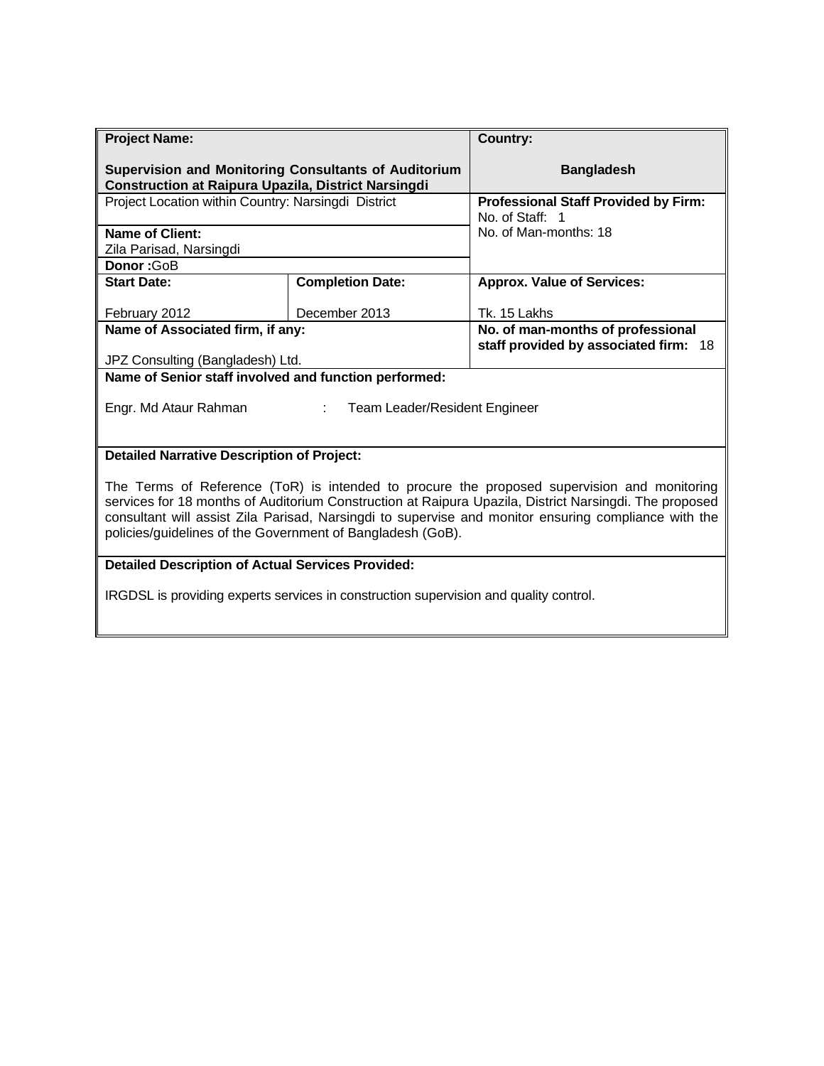| **Project Name:**<br><br>**Supervision and Monitoring Consultants of Auditorium Construction at Raipura Upazila, District Narsingdi** | | **Country:**<br><br>**Bangladesh** |
|---|---|---|
| Project Location within Country: Narsingdi District | | **Professional Staff Provided by Firm:**<br>No. of Staff: 1<br>No. of Man-months: 18 |
| **Name of Client:**<br>Zila Parisad, Narsingdi | | |
| **Donor :**GoB | | |
| **Start Date:**<br><br>February 2012 | **Completion Date:**<br><br>December 2013 | **Approx. Value of Services:**<br><br>Tk. 15 Lakhs |
| **Name of Associated firm, if any:**<br><br>JPZ Consulting (Bangladesh) Ltd. | | **No. of man-months of professional staff provided by associated firm:** 18 |
| **Name of Senior staff involved and function performed:**<br><br>Engr. Md Ataur Rahman : Team Leader/Resident Engineer | | |
| **Detailed Narrative Description of Project:**<br><br>The Terms of Reference (ToR) is intended to procure the proposed supervision and monitoring services for 18 months of Auditorium Construction at Raipura Upazila, District Narsingdi. The proposed consultant will assist Zila Parisad, Narsingdi to supervise and monitor ensuring compliance with the policies/guidelines of the Government of Bangladesh (GoB). | | |
| **Detailed Description of Actual Services Provided:**<br><br>IRGDSL is providing experts services in construction supervision and quality control. | | |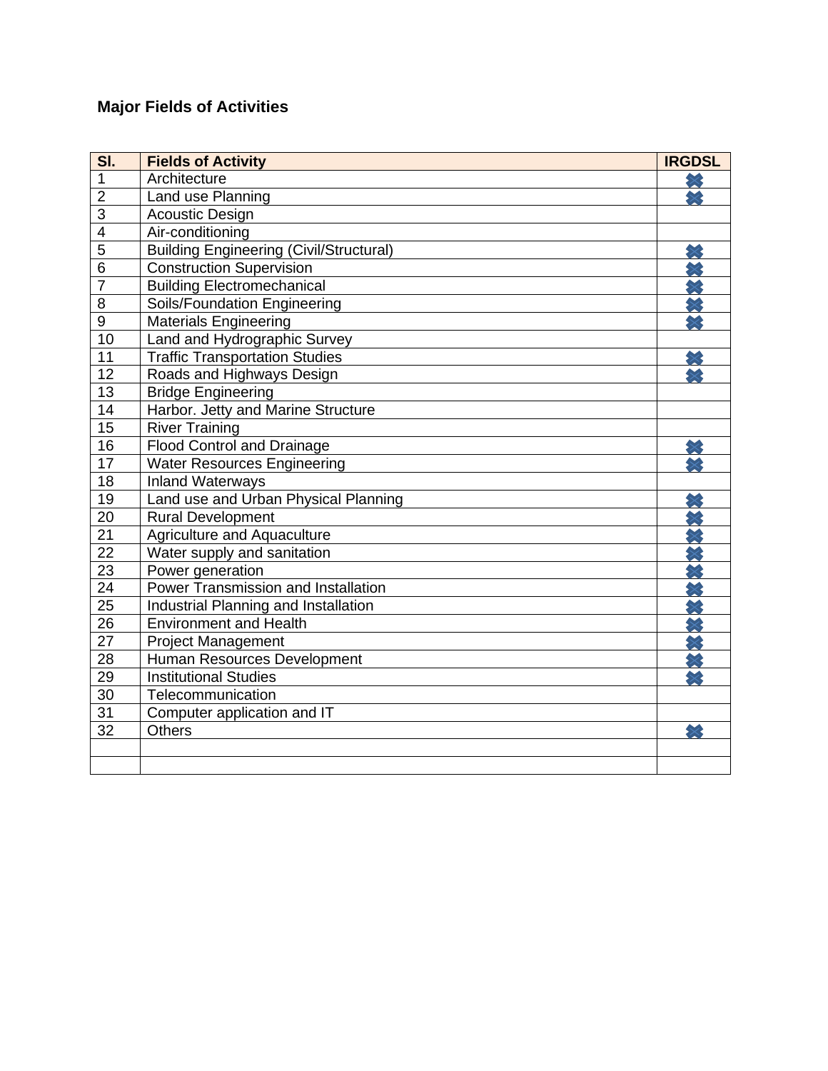**Major Fields of Activities**

| Sl. | Fields of Activity | IRGDSL |
|---|---|---|
| 1 | Architecture | ✖ |
| 2 | Land use Planning | ✖ |
| 3 | Acoustic Design | |
| 4 | Air-conditioning | |
| 5 | Building Engineering (Civil/Structural) | ✖ |
| 6 | Construction Supervision | ✖ |
| 7 | Building Electromechanical | ✖ |
| 8 | Soils/Foundation Engineering | ✖ |
| 9 | Materials Engineering | ✖ |
| 10 | Land and Hydrographic Survey | |
| 11 | Traffic Transportation Studies | ✖ |
| 12 | Roads and Highways Design | ✖ |
| 13 | Bridge Engineering | |
| 14 | Harbor. Jetty and Marine Structure | |
| 15 | River Training | |
| 16 | Flood Control and Drainage | ✖ |
| 17 | Water Resources Engineering | ✖ |
| 18 | Inland Waterways | |
| 19 | Land use and Urban Physical Planning | ✖ |
| 20 | Rural Development | ✖ |
| 21 | Agriculture and Aquaculture | ✖ |
| 22 | Water supply and sanitation | ✖ |
| 23 | Power generation | ✖ |
| 24 | Power Transmission and Installation | ✖ |
| 25 | Industrial Planning and Installation | ✖ |
| 26 | Environment and Health | ✖ |
| 27 | Project Management | ✖ |
| 28 | Human Resources Development | ✖ |
| 29 | Institutional Studies | ✖ |
| 30 | Telecommunication | |
| 31 | Computer application and IT | |
| 32 | Others | ✖ |
| | | |
| | | |